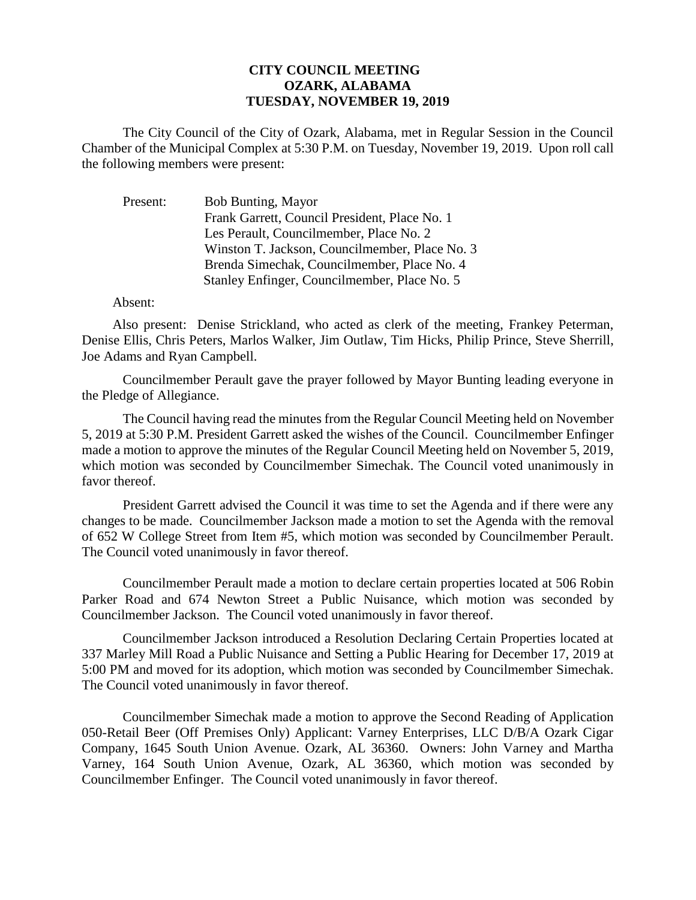# CITY COUNCIL MEETING
## OZARK, ALABAMA
## TUESDAY, NOVEMBER 19, 2019

The City Council of the City of Ozark, Alabama, met in Regular Session in the Council Chamber of the Municipal Complex at 5:30 P.M. on Tuesday, November 19, 2019. Upon roll call the following members were present:

Present: Bob Bunting, Mayor
Frank Garrett, Council President, Place No. 1
Les Perault, Councilmember, Place No. 2
Winston T. Jackson, Councilmember, Place No. 3
Brenda Simechak, Councilmember, Place No. 4
Stanley Enfinger, Councilmember, Place No. 5

Absent:

Also present: Denise Strickland, who acted as clerk of the meeting, Frankey Peterman, Denise Ellis, Chris Peters, Marlos Walker, Jim Outlaw, Tim Hicks, Philip Prince, Steve Sherrill, Joe Adams and Ryan Campbell.

Councilmember Perault gave the prayer followed by Mayor Bunting leading everyone in the Pledge of Allegiance.

The Council having read the minutes from the Regular Council Meeting held on November 5, 2019 at 5:30 P.M. President Garrett asked the wishes of the Council. Councilmember Enfinger made a motion to approve the minutes of the Regular Council Meeting held on November 5, 2019, which motion was seconded by Councilmember Simechak. The Council voted unanimously in favor thereof.

President Garrett advised the Council it was time to set the Agenda and if there were any changes to be made. Councilmember Jackson made a motion to set the Agenda with the removal of 652 W College Street from Item #5, which motion was seconded by Councilmember Perault. The Council voted unanimously in favor thereof.

Councilmember Perault made a motion to declare certain properties located at 506 Robin Parker Road and 674 Newton Street a Public Nuisance, which motion was seconded by Councilmember Jackson. The Council voted unanimously in favor thereof.

Councilmember Jackson introduced a Resolution Declaring Certain Properties located at 337 Marley Mill Road a Public Nuisance and Setting a Public Hearing for December 17, 2019 at 5:00 PM and moved for its adoption, which motion was seconded by Councilmember Simechak. The Council voted unanimously in favor thereof.

Councilmember Simechak made a motion to approve the Second Reading of Application 050-Retail Beer (Off Premises Only) Applicant: Varney Enterprises, LLC D/B/A Ozark Cigar Company, 1645 South Union Avenue. Ozark, AL 36360. Owners: John Varney and Martha Varney, 164 South Union Avenue, Ozark, AL 36360, which motion was seconded by Councilmember Enfinger. The Council voted unanimously in favor thereof.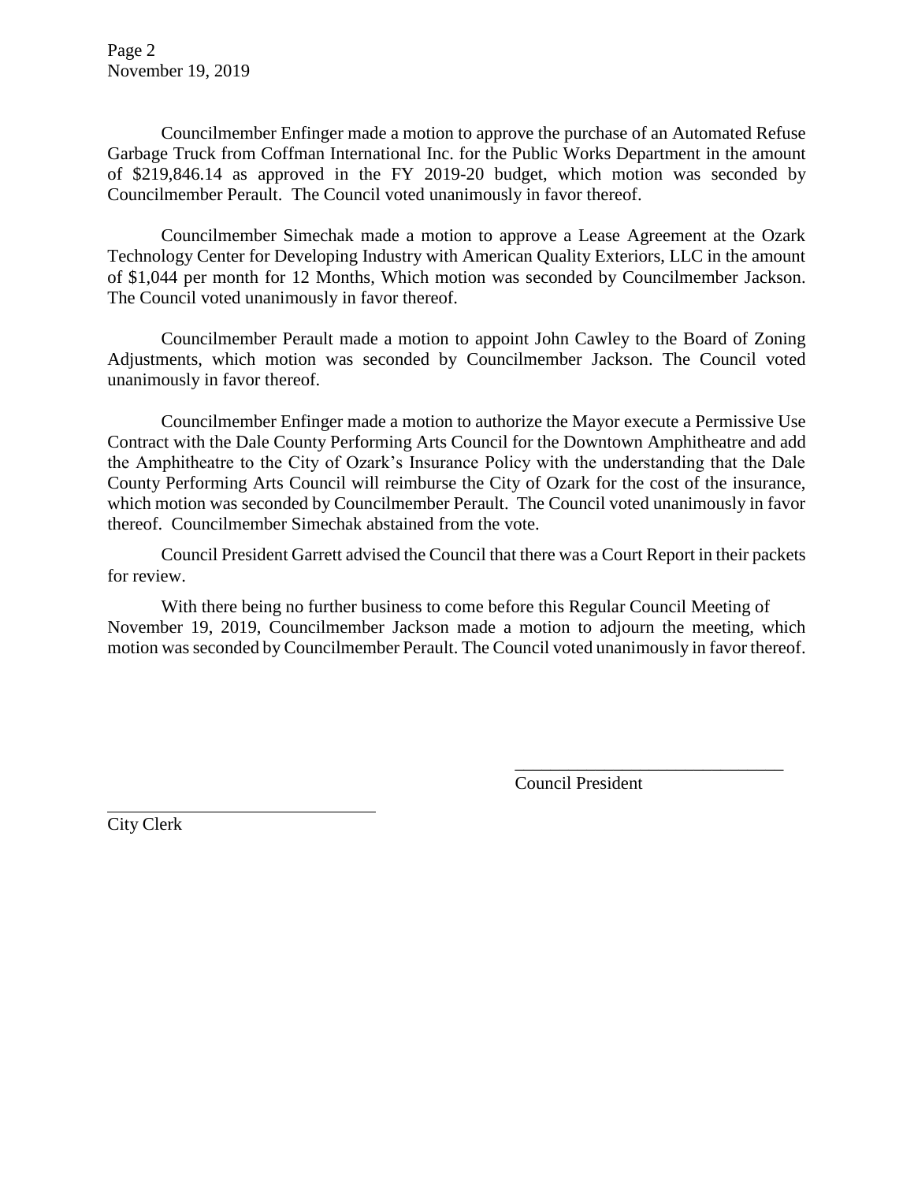Councilmember Enfinger made a motion to approve the purchase of an Automated Refuse Garbage Truck from Coffman International Inc. for the Public Works Department in the amount of $219,846.14 as approved in the FY 2019-20 budget, which motion was seconded by Councilmember Perault. The Council voted unanimously in favor thereof.

Councilmember Simechak made a motion to approve a Lease Agreement at the Ozark Technology Center for Developing Industry with American Quality Exteriors, LLC in the amount of $1,044 per month for 12 Months, Which motion was seconded by Councilmember Jackson. The Council voted unanimously in favor thereof.

Councilmember Perault made a motion to appoint John Cawley to the Board of Zoning Adjustments, which motion was seconded by Councilmember Jackson. The Council voted unanimously in favor thereof.

Councilmember Enfinger made a motion to authorize the Mayor execute a Permissive Use Contract with the Dale County Performing Arts Council for the Downtown Amphitheatre and add the Amphitheatre to the City of Ozark's Insurance Policy with the understanding that the Dale County Performing Arts Council will reimburse the City of Ozark for the cost of the insurance, which motion was seconded by Councilmember Perault. The Council voted unanimously in favor thereof. Councilmember Simechak abstained from the vote.

Council President Garrett advised the Council that there was a Court Report in their packets for review.

With there being no further business to come before this Regular Council Meeting of November 19, 2019, Councilmember Jackson made a motion to adjourn the meeting, which motion was seconded by Councilmember Perault. The Council voted unanimously in favor thereof.

______________________________
Council President

______________________________
City Clerk